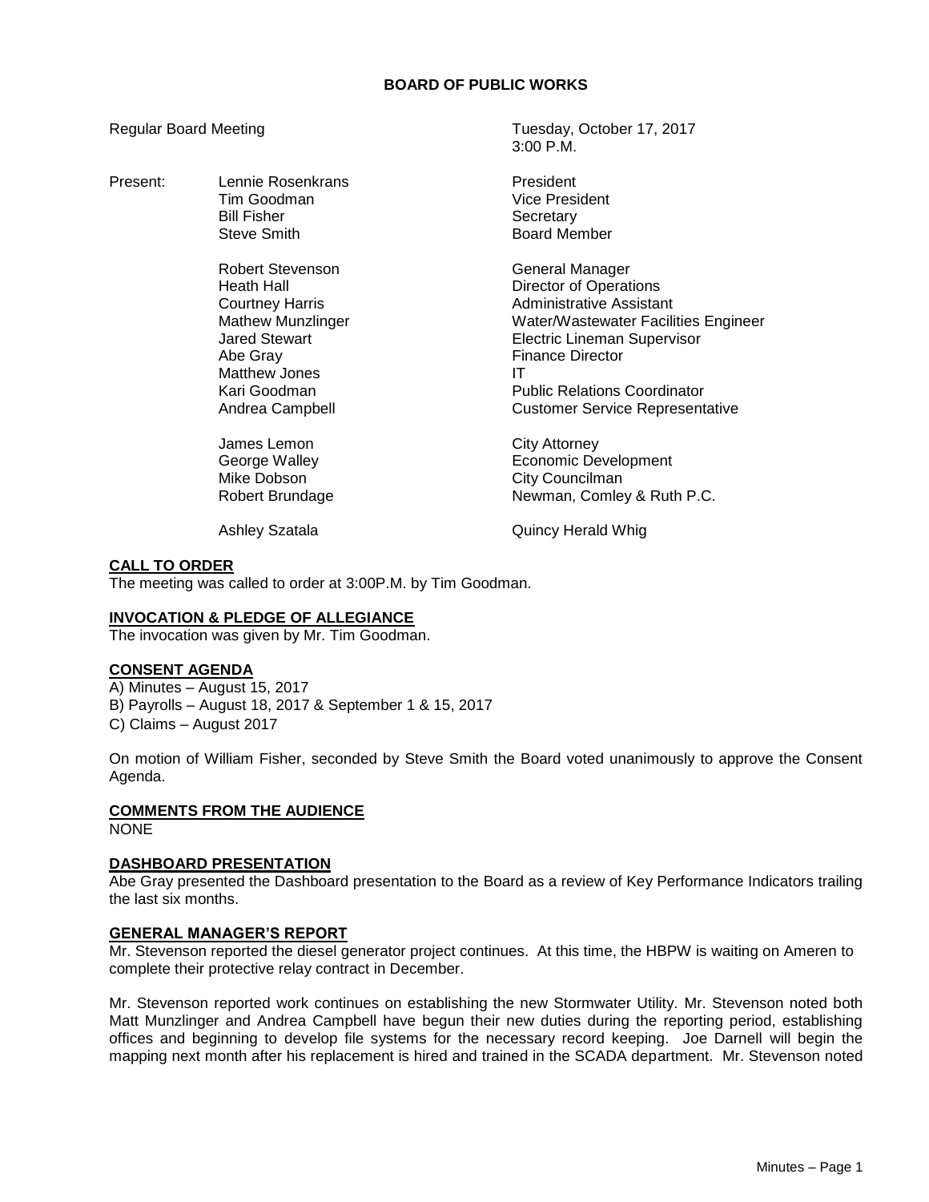**BOARD OF PUBLIC WORKS**

Regular Board Meeting — Tuesday, October 17, 2017, 3:00 P.M.

| Present: | | |
|---|---|---|
| | Lennie Rosenkrans | President |
| | Tim Goodman | Vice President |
| | Bill Fisher | Secretary |
| | Steve Smith | Board Member |
| | | |
| | Robert Stevenson | General Manager |
| | Heath Hall | Director of Operations |
| | Courtney Harris | Administrative Assistant |
| | Mathew Munzlinger | Water/Wastewater Facilities Engineer |
| | Jared Stewart | Electric Lineman Supervisor |
| | Abe Gray | Finance Director |
| | Matthew Jones | IT |
| | Kari Goodman | Public Relations Coordinator |
| | Andrea Campbell | Customer Service Representative |
| | | |
| | James Lemon | City Attorney |
| | George Walley | Economic Development |
| | Mike Dobson | City Councilman |
| | Robert Brundage | Newman, Comley & Ruth P.C. |
| | | |
| | Ashley Szatala | Quincy Herald Whig |

**CALL TO ORDER**

The meeting was called to order at 3:00P.M. by Tim Goodman.

**INVOCATION & PLEDGE OF ALLEGIANCE**

The invocation was given by Mr. Tim Goodman.

**CONSENT AGENDA**

A) Minutes – August 15, 2017
B) Payrolls – August 18, 2017 & September 1 & 15, 2017
C) Claims – August 2017

On motion of William Fisher, seconded by Steve Smith the Board voted unanimously to approve the Consent Agenda.

**COMMENTS FROM THE AUDIENCE**

NONE

**DASHBOARD PRESENTATION**

Abe Gray presented the Dashboard presentation to the Board as a review of Key Performance Indicators trailing the last six months.

**GENERAL MANAGER'S REPORT**

Mr. Stevenson reported the diesel generator project continues. At this time, the HBPW is waiting on Ameren to complete their protective relay contract in December.

Mr. Stevenson reported work continues on establishing the new Stormwater Utility. Mr. Stevenson noted both Matt Munzlinger and Andrea Campbell have begun their new duties during the reporting period, establishing offices and beginning to develop file systems for the necessary record keeping. Joe Darnell will begin the mapping next month after his replacement is hired and trained in the SCADA department. Mr. Stevenson noted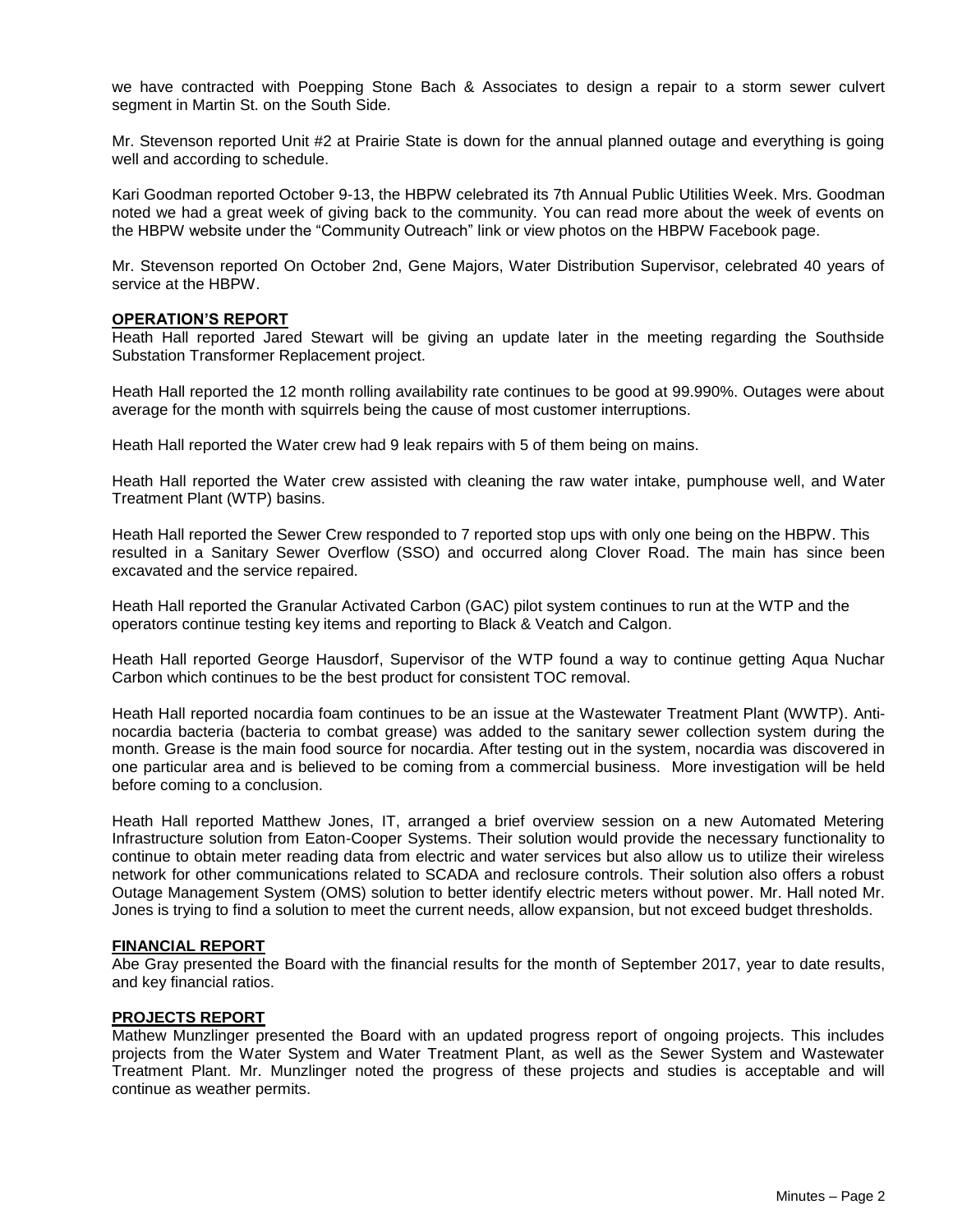we have contracted with Poepping Stone Bach & Associates to design a repair to a storm sewer culvert segment in Martin St. on the South Side.

Mr. Stevenson reported Unit #2 at Prairie State is down for the annual planned outage and everything is going well and according to schedule.

Kari Goodman reported October 9-13, the HBPW celebrated its 7th Annual Public Utilities Week. Mrs. Goodman noted we had a great week of giving back to the community. You can read more about the week of events on the HBPW website under the "Community Outreach" link or view photos on the HBPW Facebook page.

Mr. Stevenson reported On October 2nd, Gene Majors, Water Distribution Supervisor, celebrated 40 years of service at the HBPW.

**OPERATION'S REPORT**

Heath Hall reported Jared Stewart will be giving an update later in the meeting regarding the Southside Substation Transformer Replacement project.

Heath Hall reported the 12 month rolling availability rate continues to be good at 99.990%. Outages were about average for the month with squirrels being the cause of most customer interruptions.

Heath Hall reported the Water crew had 9 leak repairs with 5 of them being on mains.

Heath Hall reported the Water crew assisted with cleaning the raw water intake, pumphouse well, and Water Treatment Plant (WTP) basins.

Heath Hall reported the Sewer Crew responded to 7 reported stop ups with only one being on the HBPW. This resulted in a Sanitary Sewer Overflow (SSO) and occurred along Clover Road. The main has since been excavated and the service repaired.

Heath Hall reported the Granular Activated Carbon (GAC) pilot system continues to run at the WTP and the operators continue testing key items and reporting to Black & Veatch and Calgon.

Heath Hall reported George Hausdorf, Supervisor of the WTP found a way to continue getting Aqua Nuchar Carbon which continues to be the best product for consistent TOC removal.

Heath Hall reported nocardia foam continues to be an issue at the Wastewater Treatment Plant (WWTP). Anti-nocardia bacteria (bacteria to combat grease) was added to the sanitary sewer collection system during the month. Grease is the main food source for nocardia. After testing out in the system, nocardia was discovered in one particular area and is believed to be coming from a commercial business. More investigation will be held before coming to a conclusion.

Heath Hall reported Matthew Jones, IT, arranged a brief overview session on a new Automated Metering Infrastructure solution from Eaton-Cooper Systems. Their solution would provide the necessary functionality to continue to obtain meter reading data from electric and water services but also allow us to utilize their wireless network for other communications related to SCADA and reclosure controls. Their solution also offers a robust Outage Management System (OMS) solution to better identify electric meters without power. Mr. Hall noted Mr. Jones is trying to find a solution to meet the current needs, allow expansion, but not exceed budget thresholds.

**FINANCIAL REPORT**

Abe Gray presented the Board with the financial results for the month of September 2017, year to date results, and key financial ratios.

**PROJECTS REPORT**

Mathew Munzlinger presented the Board with an updated progress report of ongoing projects. This includes projects from the Water System and Water Treatment Plant, as well as the Sewer System and Wastewater Treatment Plant. Mr. Munzlinger noted the progress of these projects and studies is acceptable and will continue as weather permits.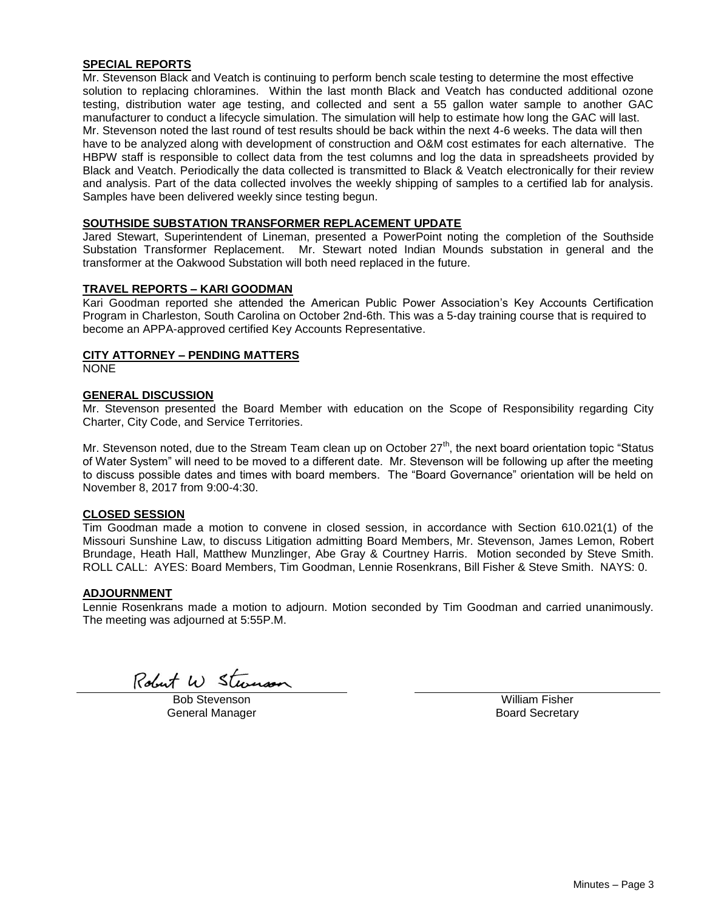**SPECIAL REPORTS**

Mr. Stevenson Black and Veatch is continuing to perform bench scale testing to determine the most effective solution to replacing chloramines. Within the last month Black and Veatch has conducted additional ozone testing, distribution water age testing, and collected and sent a 55 gallon water sample to another GAC manufacturer to conduct a lifecycle simulation. The simulation will help to estimate how long the GAC will last. Mr. Stevenson noted the last round of test results should be back within the next 4-6 weeks. The data will then have to be analyzed along with development of construction and O&M cost estimates for each alternative. The HBPW staff is responsible to collect data from the test columns and log the data in spreadsheets provided by Black and Veatch. Periodically the data collected is transmitted to Black & Veatch electronically for their review and analysis. Part of the data collected involves the weekly shipping of samples to a certified lab for analysis. Samples have been delivered weekly since testing begun.

**SOUTHSIDE SUBSTATION TRANSFORMER REPLACEMENT UPDATE**

Jared Stewart, Superintendent of Lineman, presented a PowerPoint noting the completion of the Southside Substation Transformer Replacement. Mr. Stewart noted Indian Mounds substation in general and the transformer at the Oakwood Substation will both need replaced in the future.

**TRAVEL REPORTS – KARI GOODMAN**

Kari Goodman reported she attended the American Public Power Association's Key Accounts Certification Program in Charleston, South Carolina on October 2nd-6th. This was a 5-day training course that is required to become an APPA-approved certified Key Accounts Representative.

**CITY ATTORNEY – PENDING MATTERS**

NONE

**GENERAL DISCUSSION**

Mr. Stevenson presented the Board Member with education on the Scope of Responsibility regarding City Charter, City Code, and Service Territories.

Mr. Stevenson noted, due to the Stream Team clean up on October 27th, the next board orientation topic "Status of Water System" will need to be moved to a different date. Mr. Stevenson will be following up after the meeting to discuss possible dates and times with board members. The "Board Governance" orientation will be held on November 8, 2017 from 9:00-4:30.

**CLOSED SESSION**

Tim Goodman made a motion to convene in closed session, in accordance with Section 610.021(1) of the Missouri Sunshine Law, to discuss Litigation admitting Board Members, Mr. Stevenson, James Lemon, Robert Brundage, Heath Hall, Matthew Munzlinger, Abe Gray & Courtney Harris. Motion seconded by Steve Smith. ROLL CALL: AYES: Board Members, Tim Goodman, Lennie Rosenkrans, Bill Fisher & Steve Smith. NAYS: 0.

**ADJOURNMENT**

Lennie Rosenkrans made a motion to adjourn. Motion seconded by Tim Goodman and carried unanimously. The meeting was adjourned at 5:55P.M.

Robert W Stevenson

Bob Stevenson
General Manager

William Fisher
Board Secretary